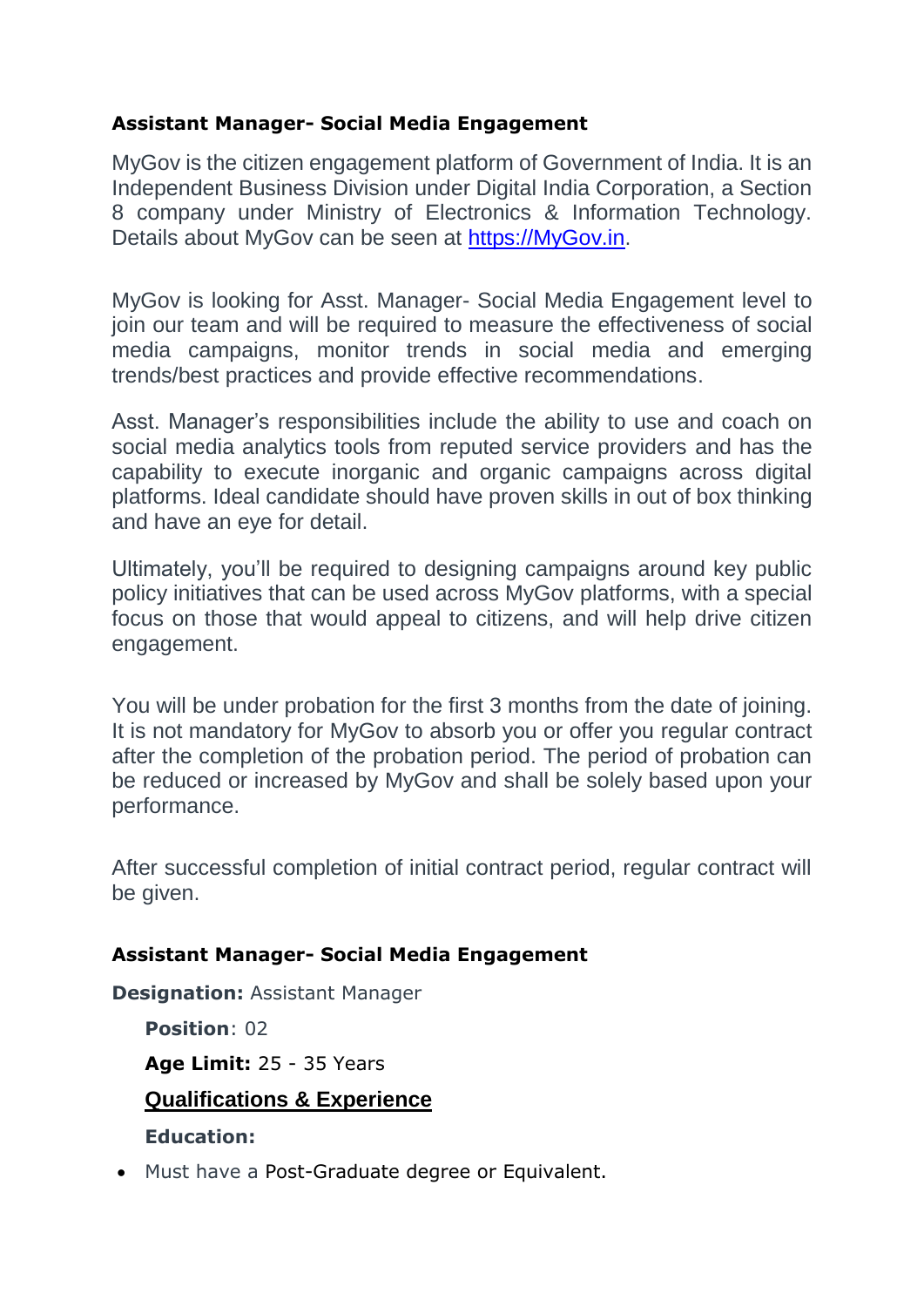**Assistant Manager- Social Media Engagement**

MyGov is the citizen engagement platform of Government of India. It is an Independent Business Division under Digital India Corporation, a Section 8 company under Ministry of Electronics & Information Technology. Details about MyGov can be seen at [https://MyGov.in](https://MyGov.in).

MyGov is looking for Asst. Manager- Social Media Engagement level to join our team and will be required to measure the effectiveness of social media campaigns, monitor trends in social media and emerging trends/best practices and provide effective recommendations.

Asst. Manager's responsibilities include the ability to use and coach on social media analytics tools from reputed service providers and has the capability to execute inorganic and organic campaigns across digital platforms. Ideal candidate should have proven skills in out of box thinking and have an eye for detail.

Ultimately, you'll be required to designing campaigns around key public policy initiatives that can be used across MyGov platforms, with a special focus on those that would appeal to citizens, and will help drive citizen engagement.

You will be under probation for the first 3 months from the date of joining. It is not mandatory for MyGov to absorb you or offer you regular contract after the completion of the probation period. The period of probation can be reduced or increased by MyGov and shall be solely based upon your performance.

After successful completion of initial contract period, regular contract will be given.

**Assistant Manager- Social Media Engagement**

**Designation:** Assistant Manager

**Position**: 02

**Age Limit:** 25 - 35 Years

**Qualifications & Experience**

**Education:**

- Must have a Post-Graduate degree or Equivalent.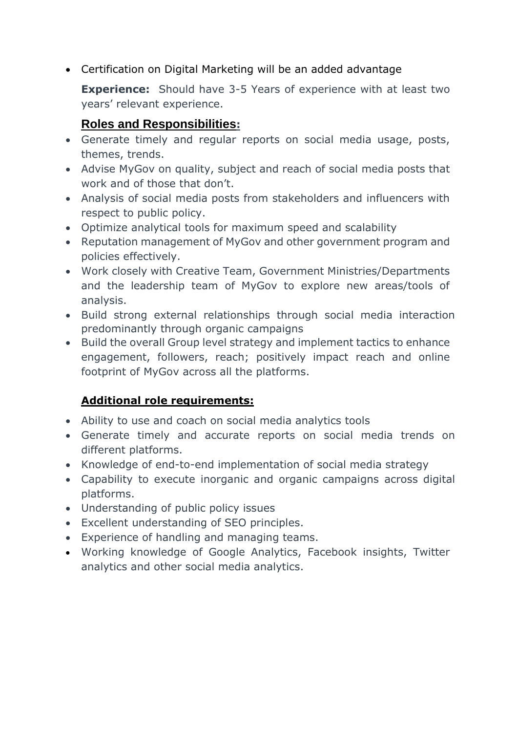- Certification on Digital Marketing will be an added advantage

**Experience:** Should have 3-5 Years of experience with at least two years' relevant experience.

## Roles and Responsibilities:

- Generate timely and regular reports on social media usage, posts, themes, trends.
- Advise MyGov on quality, subject and reach of social media posts that work and of those that don't.
- Analysis of social media posts from stakeholders and influencers with respect to public policy.
- Optimize analytical tools for maximum speed and scalability
- Reputation management of MyGov and other government program and policies effectively.
- Work closely with Creative Team, Government Ministries/Departments and the leadership team of MyGov to explore new areas/tools of analysis.
- Build strong external relationships through social media interaction predominantly through organic campaigns
- Build the overall Group level strategy and implement tactics to enhance engagement, followers, reach; positively impact reach and online footprint of MyGov across all the platforms.

**Additional role requirements:**

- Ability to use and coach on social media analytics tools
- Generate timely and accurate reports on social media trends on different platforms.
- Knowledge of end-to-end implementation of social media strategy
- Capability to execute inorganic and organic campaigns across digital platforms.
- Understanding of public policy issues
- Excellent understanding of SEO principles.
- Experience of handling and managing teams.
- Working knowledge of Google Analytics, Facebook insights, Twitter analytics and other social media analytics.